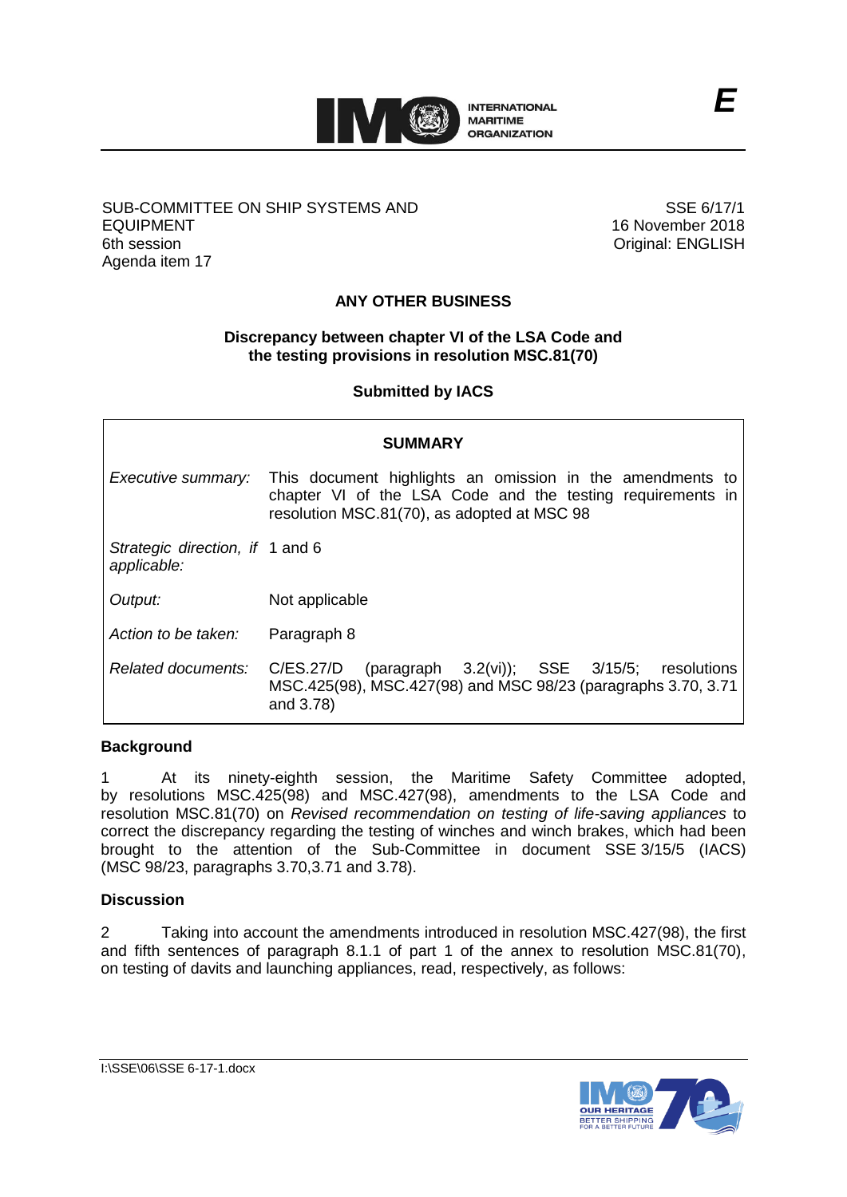E

SUB-COMMITTEE ON SHIP SYSTEMS AND EQUIPMENT
6th session
Agenda item 17

SSE 6/17/1
16 November 2018
Original: ENGLISH

## ANY OTHER BUSINESS

### Discrepancy between chapter VI of the LSA Code and the testing provisions in resolution MSC.81(70)

**Submitted by IACS**

| **SUMMARY** | |
|---|---|
| *Executive summary:* | This document highlights an omission in the amendments to chapter VI of the LSA Code and the testing requirements in resolution MSC.81(70), as adopted at MSC 98 |
| *Strategic direction, if applicable:* | 1 and 6 |
| *Output:* | Not applicable |
| *Action to be taken:* | Paragraph 8 |
| *Related documents:* | C/ES.27/D (paragraph 3.2(vi)); SSE 3/15/5; resolutions MSC.425(98), MSC.427(98) and MSC 98/23 (paragraphs 3.70, 3.71 and 3.78) |

**Background**

1 At its ninety-eighth session, the Maritime Safety Committee adopted, by resolutions MSC.425(98) and MSC.427(98), amendments to the LSA Code and resolution MSC.81(70) on *Revised recommendation on testing of life-saving appliances* to correct the discrepancy regarding the testing of winches and winch brakes, which had been brought to the attention of the Sub-Committee in document SSE 3/15/5 (IACS) (MSC 98/23, paragraphs 3.70,3.71 and 3.78).

**Discussion**

2 Taking into account the amendments introduced in resolution MSC.427(98), the first and fifth sentences of paragraph 8.1.1 of part 1 of the annex to resolution MSC.81(70), on testing of davits and launching appliances, read, respectively, as follows: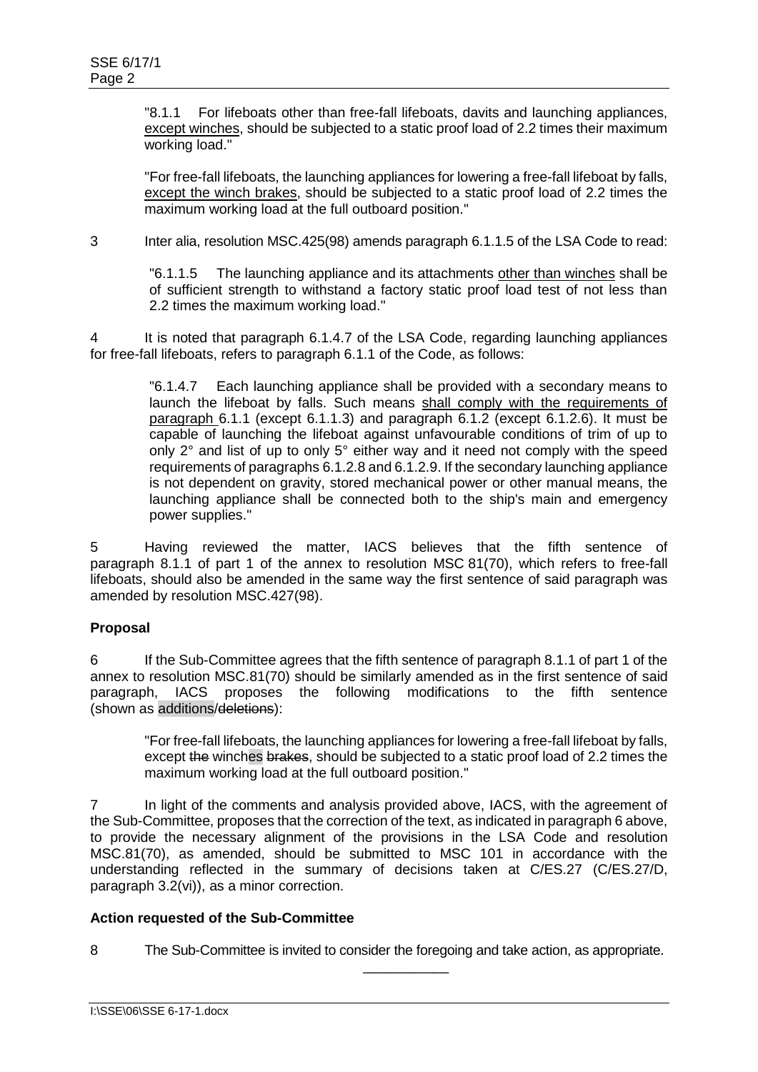"8.1.1 For lifeboats other than free-fall lifeboats, davits and launching appliances, <u>except winches</u>, should be subjected to a static proof load of 2.2 times their maximum working load."

"For free-fall lifeboats, the launching appliances for lowering a free-fall lifeboat by falls, <u>except the winch brakes</u>, should be subjected to a static proof load of 2.2 times the maximum working load at the full outboard position."

3 Inter alia, resolution MSC.425(98) amends paragraph 6.1.1.5 of the LSA Code to read:

"6.1.1.5 The launching appliance and its attachments <u>other than winches</u> shall be of sufficient strength to withstand a factory static proof load test of not less than 2.2 times the maximum working load."

4 It is noted that paragraph 6.1.4.7 of the LSA Code, regarding launching appliances for free-fall lifeboats, refers to paragraph 6.1.1 of the Code, as follows:

"6.1.4.7 Each launching appliance shall be provided with a secondary means to launch the lifeboat by falls. Such means <u>shall comply with the requirements of paragraph</u> 6.1.1 (except 6.1.1.3) and paragraph 6.1.2 (except 6.1.2.6). It must be capable of launching the lifeboat against unfavourable conditions of trim of up to only 2° and list of up to only 5° either way and it need not comply with the speed requirements of paragraphs 6.1.2.8 and 6.1.2.9. If the secondary launching appliance is not dependent on gravity, stored mechanical power or other manual means, the launching appliance shall be connected both to the ship's main and emergency power supplies."

5 Having reviewed the matter, IACS believes that the fifth sentence of paragraph 8.1.1 of part 1 of the annex to resolution MSC 81(70), which refers to free-fall lifeboats, should also be amended in the same way the first sentence of said paragraph was amended by resolution MSC.427(98).

**Proposal**

6 If the Sub-Committee agrees that the fifth sentence of paragraph 8.1.1 of part 1 of the annex to resolution MSC.81(70) should be similarly amended as in the first sentence of said paragraph, IACS proposes the following modifications to the fifth sentence (shown as additions/~~deletions~~):

"For free-fall lifeboats, the launching appliances for lowering a free-fall lifeboat by falls, except ~~the~~ winches ~~brakes~~, should be subjected to a static proof load of 2.2 times the maximum working load at the full outboard position."

7 In light of the comments and analysis provided above, IACS, with the agreement of the Sub-Committee, proposes that the correction of the text, as indicated in paragraph 6 above, to provide the necessary alignment of the provisions in the LSA Code and resolution MSC.81(70), as amended, should be submitted to MSC 101 in accordance with the understanding reflected in the summary of decisions taken at C/ES.27 (C/ES.27/D, paragraph 3.2(vi)), as a minor correction.

**Action requested of the Sub-Committee**

8 The Sub-Committee is invited to consider the foregoing and take action, as appropriate.

___________